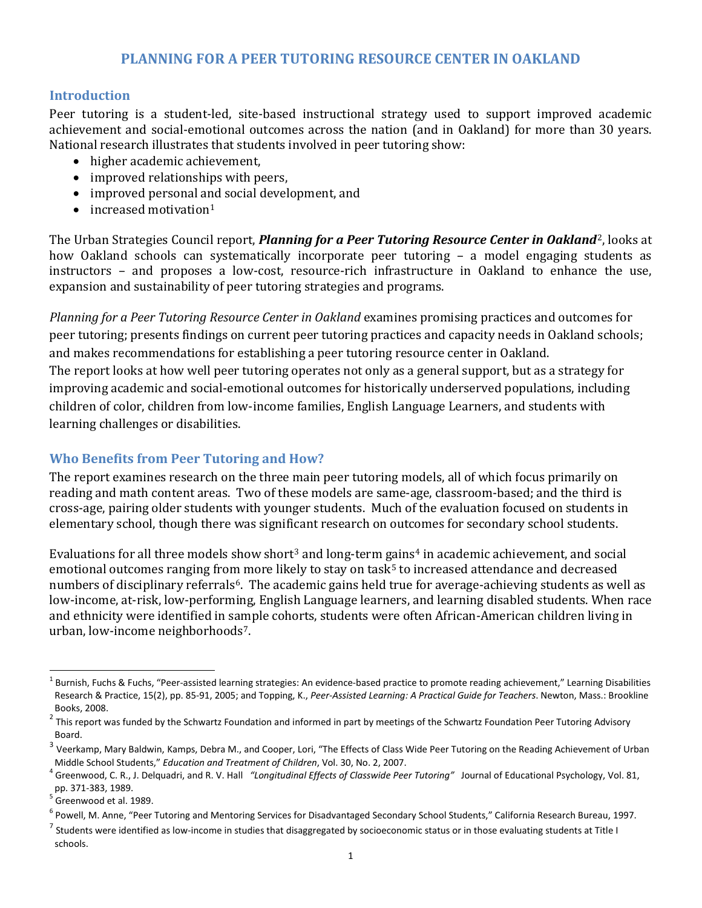# PLANNING FOR A PEER TUTORING RESOURCE CENTER IN OAKLAND

## Introduction

Peer tutoring is a student-led, site-based instructional strategy used to support improved academic achievement and social-emotional outcomes across the nation (and in Oakland) for more than 30 years. National research illustrates that students involved in peer tutoring show:

- higher academic achievement,
- improved relationships with peers,
- improved personal and social development, and
- increased motivation[1]

The Urban Strategies Council report, ***Planning for a Peer Tutoring Resource Center in Oakland***[2], looks at how Oakland schools can systematically incorporate peer tutoring – a model engaging students as instructors – and proposes a low-cost, resource-rich infrastructure in Oakland to enhance the use, expansion and sustainability of peer tutoring strategies and programs.

*Planning for a Peer Tutoring Resource Center in Oakland* examines promising practices and outcomes for peer tutoring; presents findings on current peer tutoring practices and capacity needs in Oakland schools; and makes recommendations for establishing a peer tutoring resource center in Oakland.
The report looks at how well peer tutoring operates not only as a general support, but as a strategy for improving academic and social-emotional outcomes for historically underserved populations, including children of color, children from low-income families, English Language Learners, and students with learning challenges or disabilities.

## Who Benefits from Peer Tutoring and How?

The report examines research on the three main peer tutoring models, all of which focus primarily on reading and math content areas. Two of these models are same-age, classroom-based; and the third is cross-age, pairing older students with younger students. Much of the evaluation focused on students in elementary school, though there was significant research on outcomes for secondary school students.

Evaluations for all three models show short[3] and long-term gains[4] in academic achievement, and social emotional outcomes ranging from more likely to stay on task[5] to increased attendance and decreased numbers of disciplinary referrals[6]. The academic gains held true for average-achieving students as well as low-income, at-risk, low-performing, English Language learners, and learning disabled students. When race and ethnicity were identified in sample cohorts, students were often African-American children living in urban, low-income neighborhoods[7].

---

[1] Burnish, Fuchs & Fuchs, "Peer-assisted learning strategies: An evidence-based practice to promote reading achievement," Learning Disabilities Research & Practice, 15(2), pp. 85-91, 2005; and Topping, K., *Peer-Assisted Learning: A Practical Guide for Teachers*. Newton, Mass.: Brookline Books, 2008.

[2] This report was funded by the Schwartz Foundation and informed in part by meetings of the Schwartz Foundation Peer Tutoring Advisory Board.

[3] Veerkamp, Mary Baldwin, Kamps, Debra M., and Cooper, Lori, "The Effects of Class Wide Peer Tutoring on the Reading Achievement of Urban Middle School Students," *Education and Treatment of Children*, Vol. 30, No. 2, 2007.

[4] Greenwood, C. R., J. Delquadri, and R. V. Hall *"Longitudinal Effects of Classwide Peer Tutoring"* Journal of Educational Psychology, Vol. 81, pp. 371-383, 1989.

[5] Greenwood et al. 1989.

[6] Powell, M. Anne, "Peer Tutoring and Mentoring Services for Disadvantaged Secondary School Students," California Research Bureau, 1997.

[7] Students were identified as low-income in studies that disaggregated by socioeconomic status or in those evaluating students at Title I schools.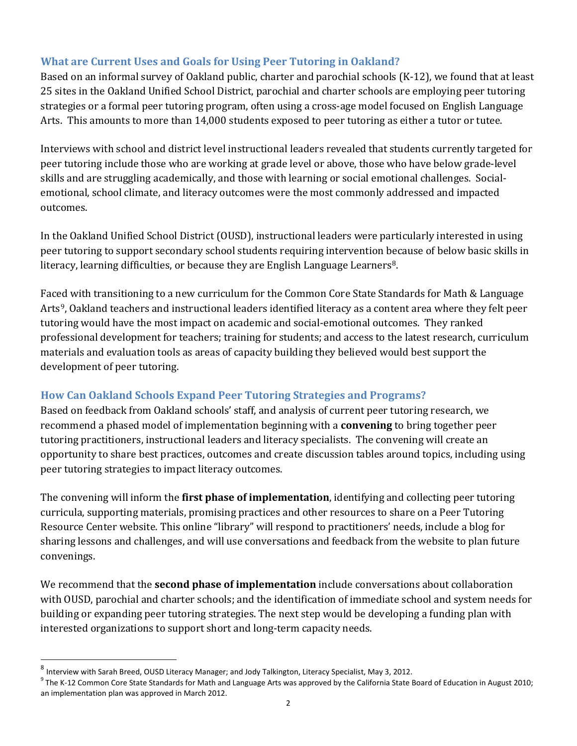## What are Current Uses and Goals for Using Peer Tutoring in Oakland?

Based on an informal survey of Oakland public, charter and parochial schools (K-12), we found that at least 25 sites in the Oakland Unified School District, parochial and charter schools are employing peer tutoring strategies or a formal peer tutoring program, often using a cross-age model focused on English Language Arts. This amounts to more than 14,000 students exposed to peer tutoring as either a tutor or tutee.

Interviews with school and district level instructional leaders revealed that students currently targeted for peer tutoring include those who are working at grade level or above, those who have below grade-level skills and are struggling academically, and those with learning or social emotional challenges. Social-emotional, school climate, and literacy outcomes were the most commonly addressed and impacted outcomes.

In the Oakland Unified School District (OUSD), instructional leaders were particularly interested in using peer tutoring to support secondary school students requiring intervention because of below basic skills in literacy, learning difficulties, or because they are English Language Learners[8].

Faced with transitioning to a new curriculum for the Common Core State Standards for Math & Language Arts[9], Oakland teachers and instructional leaders identified literacy as a content area where they felt peer tutoring would have the most impact on academic and social-emotional outcomes. They ranked professional development for teachers; training for students; and access to the latest research, curriculum materials and evaluation tools as areas of capacity building they believed would best support the development of peer tutoring.

## How Can Oakland Schools Expand Peer Tutoring Strategies and Programs?

Based on feedback from Oakland schools' staff, and analysis of current peer tutoring research, we recommend a phased model of implementation beginning with a **convening** to bring together peer tutoring practitioners, instructional leaders and literacy specialists. The convening will create an opportunity to share best practices, outcomes and create discussion tables around topics, including using peer tutoring strategies to impact literacy outcomes.

The convening will inform the **first phase of implementation**, identifying and collecting peer tutoring curricula, supporting materials, promising practices and other resources to share on a Peer Tutoring Resource Center website. This online "library" will respond to practitioners' needs, include a blog for sharing lessons and challenges, and will use conversations and feedback from the website to plan future convenings.

We recommend that the **second phase of implementation** include conversations about collaboration with OUSD, parochial and charter schools; and the identification of immediate school and system needs for building or expanding peer tutoring strategies. The next step would be developing a funding plan with interested organizations to support short and long-term capacity needs.

---

[8] Interview with Sarah Breed, OUSD Literacy Manager; and Jody Talkington, Literacy Specialist, May 3, 2012.

[9] The K-12 Common Core State Standards for Math and Language Arts was approved by the California State Board of Education in August 2010; an implementation plan was approved in March 2012.